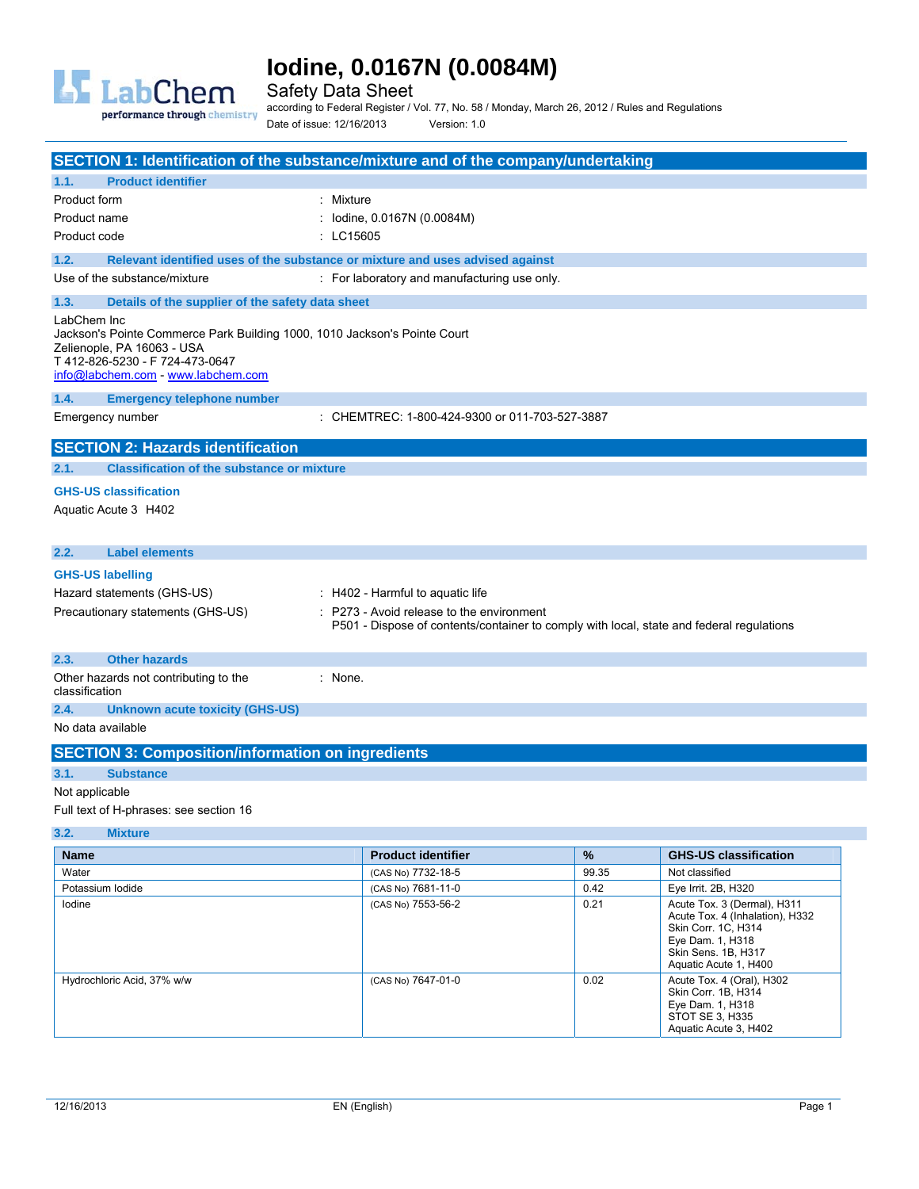# Iodine, 0.0167N (0.0084M)

## Safety Data Sheet

according to Federal Register / Vol. 77, No. 58 / Monday, March 26, 2012 / Rules and Regulations

Date of issue: 12/16/2013    Version: 1.0

## SECTION 1: Identification of the substance/mixture and of the company/undertaking

### 1.1. Product identifier

Product form : Mixture

Product name : Iodine, 0.0167N (0.0084M)

Product code : LC15605

### 1.2. Relevant identified uses of the substance or mixture and uses advised against

Use of the substance/mixture : For laboratory and manufacturing use only.

### 1.3. Details of the supplier of the safety data sheet

LabChem Inc
Jackson's Pointe Commerce Park Building 1000, 1010 Jackson's Pointe Court
Zelienople, PA 16063 - USA
T 412-826-5230 - F 724-473-0647
info@labchem.com - www.labchem.com

### 1.4. Emergency telephone number

Emergency number : CHEMTREC: 1-800-424-9300 or 011-703-527-3887

## SECTION 2: Hazards identification

### 2.1. Classification of the substance or mixture

**GHS-US classification**

Aquatic Acute 3 H402

### 2.2. Label elements

**GHS-US labelling**

Hazard statements (GHS-US) : H402 - Harmful to aquatic life

Precautionary statements (GHS-US) : P273 - Avoid release to the environment
P501 - Dispose of contents/container to comply with local, state and federal regulations

### 2.3. Other hazards

Other hazards not contributing to the classification : None.

### 2.4. Unknown acute toxicity (GHS-US)

No data available

## SECTION 3: Composition/information on ingredients

### 3.1. Substance

Not applicable

Full text of H-phrases: see section 16

### 3.2. Mixture

| Name | Product identifier | % | GHS-US classification |
|---|---|---|---|
| Water | (CAS No) 7732-18-5 | 99.35 | Not classified |
| Potassium Iodide | (CAS No) 7681-11-0 | 0.42 | Eye Irrit. 2B, H320 |
| Iodine | (CAS No) 7553-56-2 | 0.21 | Acute Tox. 3 (Dermal), H311<br>Acute Tox. 4 (Inhalation), H332<br>Skin Corr. 1C, H314<br>Eye Dam. 1, H318<br>Skin Sens. 1B, H317<br>Aquatic Acute 1, H400 |
| Hydrochloric Acid, 37% w/w | (CAS No) 7647-01-0 | 0.02 | Acute Tox. 4 (Oral), H302<br>Skin Corr. 1B, H314<br>Eye Dam. 1, H318<br>STOT SE 3, H335<br>Aquatic Acute 3, H402 |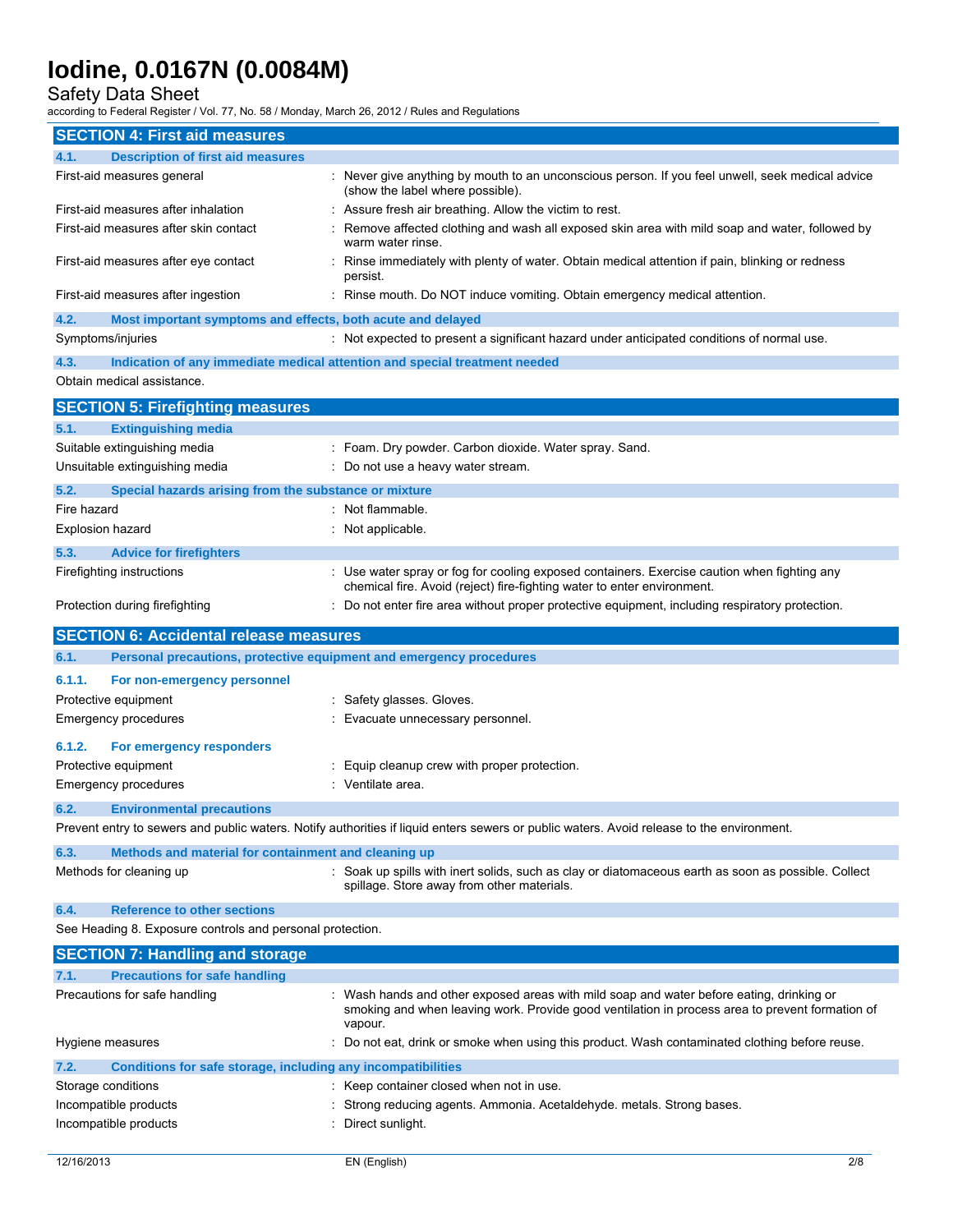## SECTION 4: First aid measures

### 4.1. Description of first aid measures

| | |
|---|---|
| First-aid measures general | : Never give anything by mouth to an unconscious person. If you feel unwell, seek medical advice (show the label where possible). |
| First-aid measures after inhalation | : Assure fresh air breathing. Allow the victim to rest. |
| First-aid measures after skin contact | : Remove affected clothing and wash all exposed skin area with mild soap and water, followed by warm water rinse. |
| First-aid measures after eye contact | : Rinse immediately with plenty of water. Obtain medical attention if pain, blinking or redness persist. |
| First-aid measures after ingestion | : Rinse mouth. Do NOT induce vomiting. Obtain emergency medical attention. |

### 4.2. Most important symptoms and effects, both acute and delayed

| | |
|---|---|
| Symptoms/injuries | : Not expected to present a significant hazard under anticipated conditions of normal use. |

### 4.3. Indication of any immediate medical attention and special treatment needed

Obtain medical assistance.

## SECTION 5: Firefighting measures

### 5.1. Extinguishing media

| | |
|---|---|
| Suitable extinguishing media | : Foam. Dry powder. Carbon dioxide. Water spray. Sand. |
| Unsuitable extinguishing media | : Do not use a heavy water stream. |

### 5.2. Special hazards arising from the substance or mixture

| | |
|---|---|
| Fire hazard | : Not flammable. |
| Explosion hazard | : Not applicable. |

### 5.3. Advice for firefighters

| | |
|---|---|
| Firefighting instructions | : Use water spray or fog for cooling exposed containers. Exercise caution when fighting any chemical fire. Avoid (reject) fire-fighting water to enter environment. |
| Protection during firefighting | : Do not enter fire area without proper protective equipment, including respiratory protection. |

## SECTION 6: Accidental release measures

### 6.1. Personal precautions, protective equipment and emergency procedures

#### 6.1.1. For non-emergency personnel

| | |
|---|---|
| Protective equipment | : Safety glasses. Gloves. |
| Emergency procedures | : Evacuate unnecessary personnel. |

#### 6.1.2. For emergency responders

| | |
|---|---|
| Protective equipment | : Equip cleanup crew with proper protection. |
| Emergency procedures | : Ventilate area. |

### 6.2. Environmental precautions

Prevent entry to sewers and public waters. Notify authorities if liquid enters sewers or public waters. Avoid release to the environment.

### 6.3. Methods and material for containment and cleaning up

| | |
|---|---|
| Methods for cleaning up | : Soak up spills with inert solids, such as clay or diatomaceous earth as soon as possible. Collect spillage. Store away from other materials. |

### 6.4. Reference to other sections

See Heading 8. Exposure controls and personal protection.

## SECTION 7: Handling and storage

### 7.1. Precautions for safe handling

| | |
|---|---|
| Precautions for safe handling | : Wash hands and other exposed areas with mild soap and water before eating, drinking or smoking and when leaving work. Provide good ventilation in process area to prevent formation of vapour. |
| Hygiene measures | : Do not eat, drink or smoke when using this product. Wash contaminated clothing before reuse. |

### 7.2. Conditions for safe storage, including any incompatibilities

| | |
|---|---|
| Storage conditions | : Keep container closed when not in use. |
| Incompatible products | : Strong reducing agents. Ammonia. Acetaldehyde. metals. Strong bases. |
| Incompatible products | : Direct sunlight. |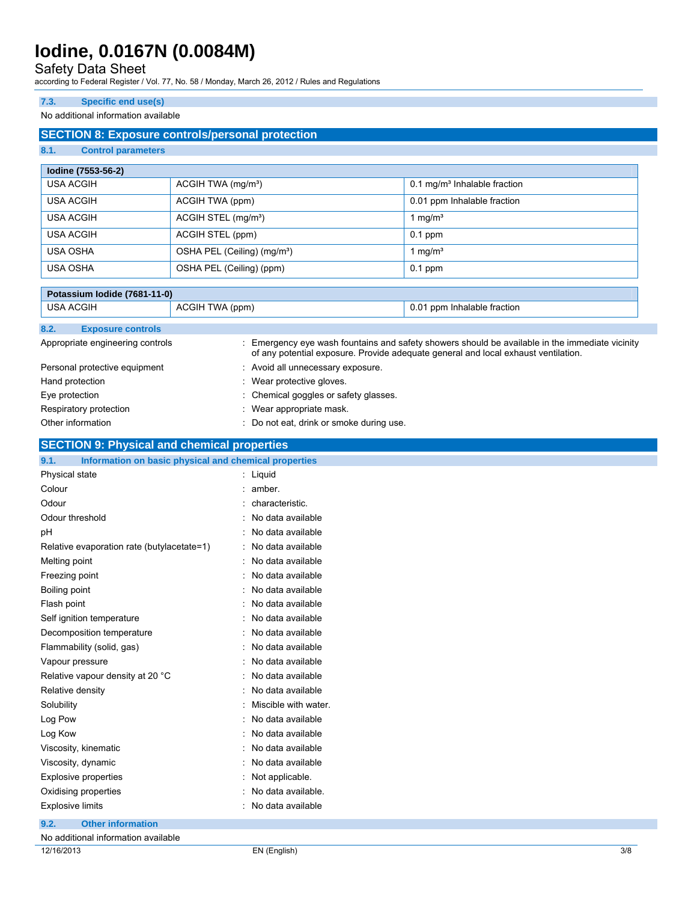### 7.3. Specific end use(s)

No additional information available

## SECTION 8: Exposure controls/personal protection

### 8.1. Control parameters

| Iodine (7553-56-2) | | |
|---|---|---|
| USA ACGIH | ACGIH TWA (mg/m³) | 0.1 mg/m³ Inhalable fraction |
| USA ACGIH | ACGIH TWA (ppm) | 0.01 ppm Inhalable fraction |
| USA ACGIH | ACGIH STEL (mg/m³) | 1 mg/m³ |
| USA ACGIH | ACGIH STEL (ppm) | 0.1 ppm |
| USA OSHA | OSHA PEL (Ceiling) (mg/m³) | 1 mg/m³ |
| USA OSHA | OSHA PEL (Ceiling) (ppm) | 0.1 ppm |

| Potassium Iodide (7681-11-0) | | |
|---|---|---|
| USA ACGIH | ACGIH TWA (ppm) | 0.01 ppm Inhalable fraction |

### 8.2. Exposure controls

Appropriate engineering controls : Emergency eye wash fountains and safety showers should be available in the immediate vicinity of any potential exposure. Provide adequate general and local exhaust ventilation.

Personal protective equipment : Avoid all unnecessary exposure.

Hand protection : Wear protective gloves.

Eye protection : Chemical goggles or safety glasses.

Respiratory protection : Wear appropriate mask.

Other information : Do not eat, drink or smoke during use.

## SECTION 9: Physical and chemical properties

### 9.1. Information on basic physical and chemical properties

Physical state : Liquid

Colour : amber.

Odour : characteristic.

Odour threshold : No data available

pH : No data available

Relative evaporation rate (butylacetate=1) : No data available

Melting point : No data available

Freezing point : No data available

Boiling point : No data available

Flash point : No data available

Self ignition temperature : No data available

Decomposition temperature : No data available

Flammability (solid, gas) : No data available

Vapour pressure : No data available

Relative vapour density at 20 °C : No data available

Relative density : No data available

Solubility : Miscible with water.

Log Pow : No data available

Log Kow : No data available

Viscosity, kinematic : No data available

Viscosity, dynamic : No data available

Explosive properties : Not applicable.

Oxidising properties : No data available.

Explosive limits : No data available

### 9.2. Other information

No additional information available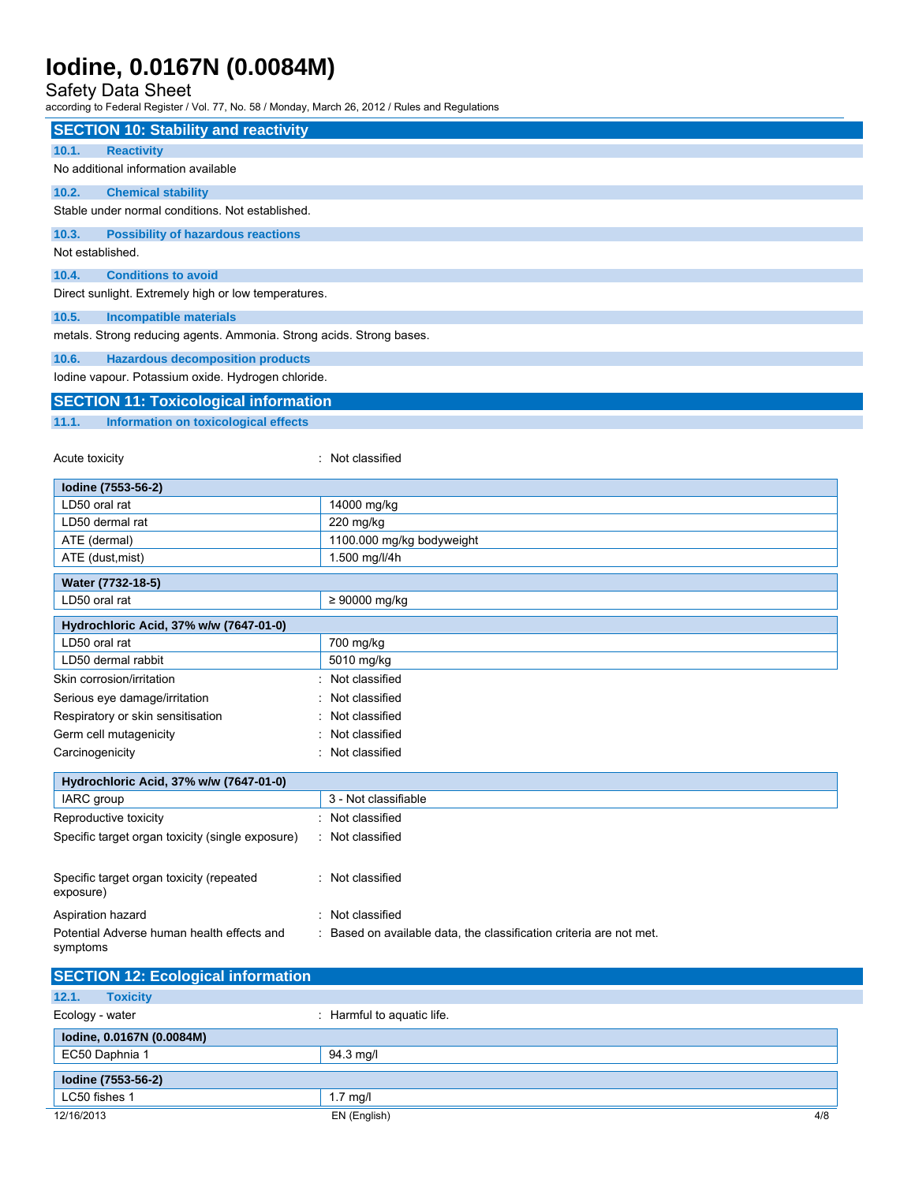## SECTION 10: Stability and reactivity

### 10.1. Reactivity

No additional information available

### 10.2. Chemical stability

Stable under normal conditions. Not established.

### 10.3. Possibility of hazardous reactions

Not established.

### 10.4. Conditions to avoid

Direct sunlight. Extremely high or low temperatures.

### 10.5. Incompatible materials

metals. Strong reducing agents. Ammonia. Strong acids. Strong bases.

### 10.6. Hazardous decomposition products

Iodine vapour. Potassium oxide. Hydrogen chloride.

## SECTION 11: Toxicological information

### 11.1. Information on toxicological effects

Acute toxicity : Not classified

| Iodine (7553-56-2) | |
|---|---|
| LD50 oral rat | 14000 mg/kg |
| LD50 dermal rat | 220 mg/kg |
| ATE (dermal) | 1100.000 mg/kg bodyweight |
| ATE (dust,mist) | 1.500 mg/l/4h |

| Water (7732-18-5) | |
|---|---|
| LD50 oral rat | ≥ 90000 mg/kg |

| Hydrochloric Acid, 37% w/w (7647-01-0) | |
|---|---|
| LD50 oral rat | 700 mg/kg |
| LD50 dermal rabbit | 5010 mg/kg |

Skin corrosion/irritation : Not classified

Serious eye damage/irritation : Not classified

Respiratory or skin sensitisation : Not classified

Germ cell mutagenicity : Not classified

Carcinogenicity : Not classified

| Hydrochloric Acid, 37% w/w (7647-01-0) | |
|---|---|
| IARC group | 3 - Not classifiable |

Reproductive toxicity : Not classified

Specific target organ toxicity (single exposure) : Not classified

Specific target organ toxicity (repeated exposure) : Not classified

Aspiration hazard : Not classified

Potential Adverse human health effects and symptoms : Based on available data, the classification criteria are not met.

## SECTION 12: Ecological information

### 12.1. Toxicity

Ecology - water : Harmful to aquatic life.

| Iodine, 0.0167N (0.0084M) | |
|---|---|
| EC50 Daphnia 1 | 94.3 mg/l |

| Iodine (7553-56-2) | |
|---|---|
| LC50 fishes 1 | 1.7 mg/l |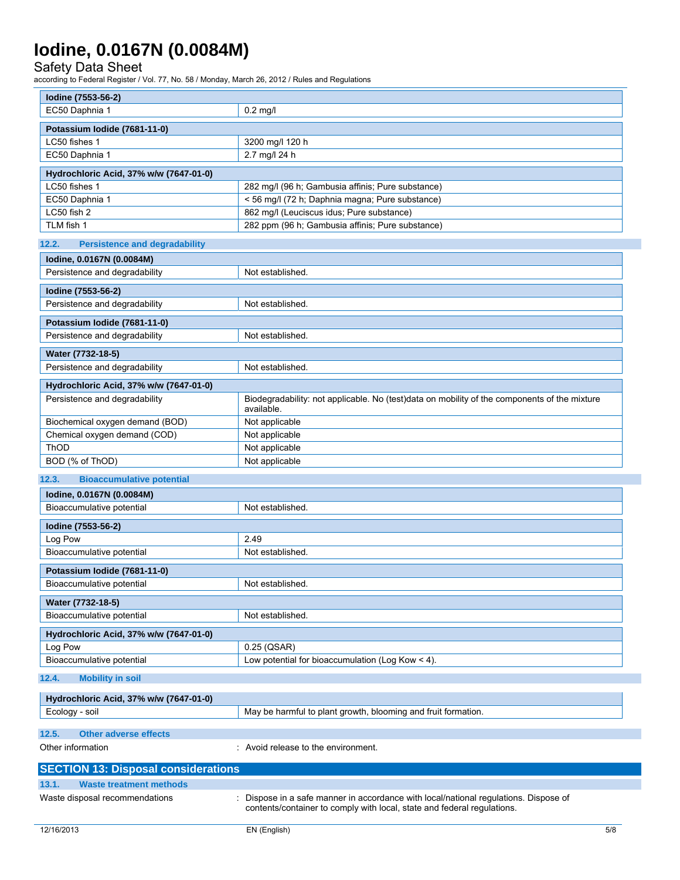| Iodine (7553-56-2) | |
|---|---|
| EC50 Daphnia 1 | 0.2 mg/l |

| Potassium Iodide (7681-11-0) | |
|---|---|
| LC50 fishes 1 | 3200 mg/l 120 h |
| EC50 Daphnia 1 | 2.7 mg/l 24 h |

| Hydrochloric Acid, 37% w/w (7647-01-0) | |
|---|---|
| LC50 fishes 1 | 282 mg/l (96 h; Gambusia affinis; Pure substance) |
| EC50 Daphnia 1 | < 56 mg/l (72 h; Daphnia magna; Pure substance) |
| LC50 fish 2 | 862 mg/l (Leuciscus idus; Pure substance) |
| TLM fish 1 | 282 ppm (96 h; Gambusia affinis; Pure substance) |

### 12.2. Persistence and degradability

| Iodine, 0.0167N (0.0084M) | |
|---|---|
| Persistence and degradability | Not established. |

| Iodine (7553-56-2) | |
|---|---|
| Persistence and degradability | Not established. |

| Potassium Iodide (7681-11-0) | |
|---|---|
| Persistence and degradability | Not established. |

| Water (7732-18-5) | |
|---|---|
| Persistence and degradability | Not established. |

| Hydrochloric Acid, 37% w/w (7647-01-0) | |
|---|---|
| Persistence and degradability | Biodegradability: not applicable. No (test)data on mobility of the components of the mixture available. |
| Biochemical oxygen demand (BOD) | Not applicable |
| Chemical oxygen demand (COD) | Not applicable |
| ThOD | Not applicable |
| BOD (% of ThOD) | Not applicable |

### 12.3. Bioaccumulative potential

| Iodine, 0.0167N (0.0084M) | |
|---|---|
| Bioaccumulative potential | Not established. |

| Iodine (7553-56-2) | |
|---|---|
| Log Pow | 2.49 |
| Bioaccumulative potential | Not established. |

| Potassium Iodide (7681-11-0) | |
|---|---|
| Bioaccumulative potential | Not established. |

| Water (7732-18-5) | |
|---|---|
| Bioaccumulative potential | Not established. |

| Hydrochloric Acid, 37% w/w (7647-01-0) | |
|---|---|
| Log Pow | 0.25 (QSAR) |
| Bioaccumulative potential | Low potential for bioaccumulation (Log Kow < 4). |

### 12.4. Mobility in soil

| Hydrochloric Acid, 37% w/w (7647-01-0) | |
|---|---|
| Ecology - soil | May be harmful to plant growth, blooming and fruit formation. |

### 12.5. Other adverse effects

Other information : Avoid release to the environment.

## SECTION 13: Disposal considerations

### 13.1. Waste treatment methods

Waste disposal recommendations : Dispose in a safe manner in accordance with local/national regulations. Dispose of contents/container to comply with local, state and federal regulations.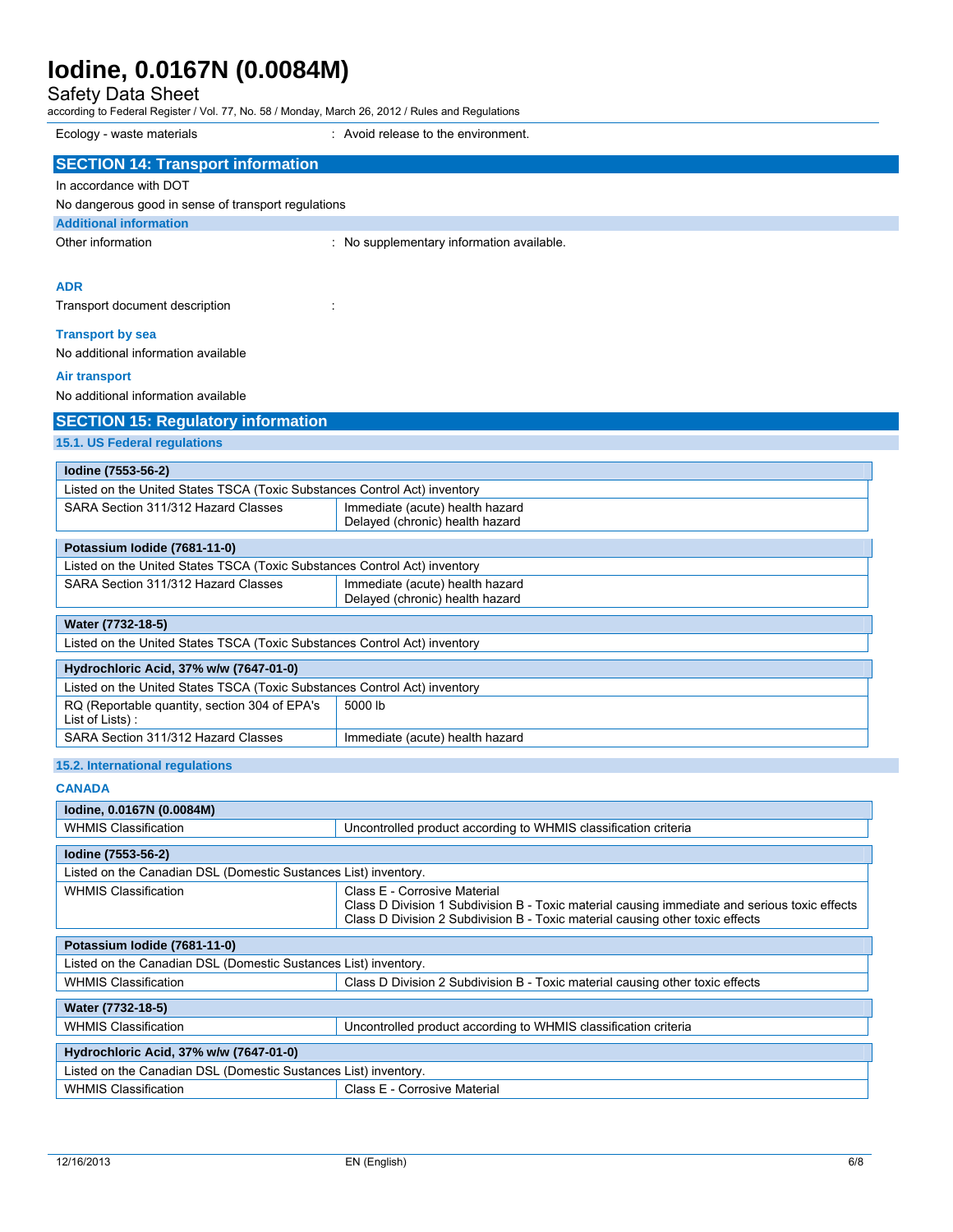Ecology - waste materials : Avoid release to the environment.

## SECTION 14: Transport information

In accordance with DOT

No dangerous good in sense of transport regulations

### Additional information

Other information : No supplementary information available.

#### ADR

Transport document description :

#### Transport by sea

No additional information available

#### Air transport

No additional information available

## SECTION 15: Regulatory information

### 15.1. US Federal regulations

| **Iodine (7553-56-2)** | |
|---|---|
| Listed on the United States TSCA (Toxic Substances Control Act) inventory | |
| SARA Section 311/312 Hazard Classes | Immediate (acute) health hazard<br>Delayed (chronic) health hazard |

| **Potassium Iodide (7681-11-0)** | |
|---|---|
| Listed on the United States TSCA (Toxic Substances Control Act) inventory | |
| SARA Section 311/312 Hazard Classes | Immediate (acute) health hazard<br>Delayed (chronic) health hazard |

| **Water (7732-18-5)** |
|---|
| Listed on the United States TSCA (Toxic Substances Control Act) inventory |

| **Hydrochloric Acid, 37% w/w (7647-01-0)** | |
|---|---|
| Listed on the United States TSCA (Toxic Substances Control Act) inventory | |
| RQ (Reportable quantity, section 304 of EPA's List of Lists) : | 5000 lb |
| SARA Section 311/312 Hazard Classes | Immediate (acute) health hazard |

### 15.2. International regulations

#### CANADA

| **Iodine, 0.0167N (0.0084M)** | |
|---|---|
| WHMIS Classification | Uncontrolled product according to WHMIS classification criteria |

| **Iodine (7553-56-2)** | |
|---|---|
| Listed on the Canadian DSL (Domestic Substances List) inventory. | |
| WHMIS Classification | Class E - Corrosive Material<br>Class D Division 1 Subdivision B - Toxic material causing immediate and serious toxic effects<br>Class D Division 2 Subdivision B - Toxic material causing other toxic effects |

| **Potassium Iodide (7681-11-0)** | |
|---|---|
| Listed on the Canadian DSL (Domestic Substances List) inventory. | |
| WHMIS Classification | Class D Division 2 Subdivision B - Toxic material causing other toxic effects |

| **Water (7732-18-5)** | |
|---|---|
| WHMIS Classification | Uncontrolled product according to WHMIS classification criteria |

| **Hydrochloric Acid, 37% w/w (7647-01-0)** | |
|---|---|
| Listed on the Canadian DSL (Domestic Substances List) inventory. | |
| WHMIS Classification | Class E - Corrosive Material |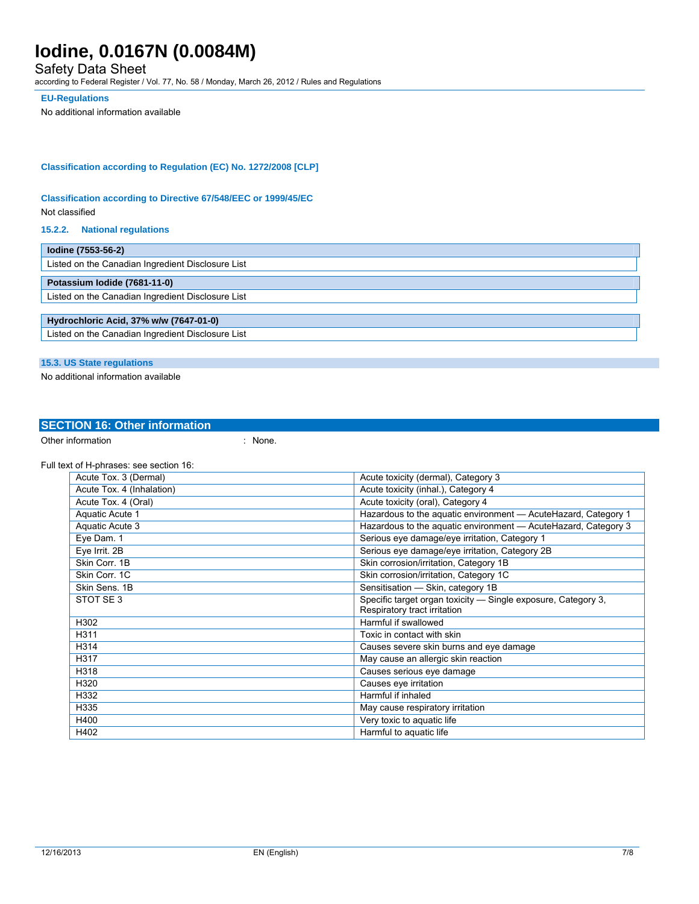#### EU-Regulations

No additional information available

#### Classification according to Regulation (EC) No. 1272/2008 [CLP]

#### Classification according to Directive 67/548/EEC or 1999/45/EC

Not classified

#### 15.2.2. National regulations

| **Iodine (7553-56-2)** |
|---|
| Listed on the Canadian Ingredient Disclosure List |

| **Potassium Iodide (7681-11-0)** |
|---|
| Listed on the Canadian Ingredient Disclosure List |

| **Hydrochloric Acid, 37% w/w (7647-01-0)** |
|---|
| Listed on the Canadian Ingredient Disclosure List |

### 15.3. US State regulations

No additional information available

## SECTION 16: Other information

Other information : None.

Full text of H-phrases: see section 16:

| | |
|---|---|
| Acute Tox. 3 (Dermal) | Acute toxicity (dermal), Category 3 |
| Acute Tox. 4 (Inhalation) | Acute toxicity (inhal.), Category 4 |
| Acute Tox. 4 (Oral) | Acute toxicity (oral), Category 4 |
| Aquatic Acute 1 | Hazardous to the aquatic environment — AcuteHazard, Category 1 |
| Aquatic Acute 3 | Hazardous to the aquatic environment — AcuteHazard, Category 3 |
| Eye Dam. 1 | Serious eye damage/eye irritation, Category 1 |
| Eye Irrit. 2B | Serious eye damage/eye irritation, Category 2B |
| Skin Corr. 1B | Skin corrosion/irritation, Category 1B |
| Skin Corr. 1C | Skin corrosion/irritation, Category 1C |
| Skin Sens. 1B | Sensitisation — Skin, category 1B |
| STOT SE 3 | Specific target organ toxicity — Single exposure, Category 3, Respiratory tract irritation |
| H302 | Harmful if swallowed |
| H311 | Toxic in contact with skin |
| H314 | Causes severe skin burns and eye damage |
| H317 | May cause an allergic skin reaction |
| H318 | Causes serious eye damage |
| H320 | Causes eye irritation |
| H332 | Harmful if inhaled |
| H335 | May cause respiratory irritation |
| H400 | Very toxic to aquatic life |
| H402 | Harmful to aquatic life |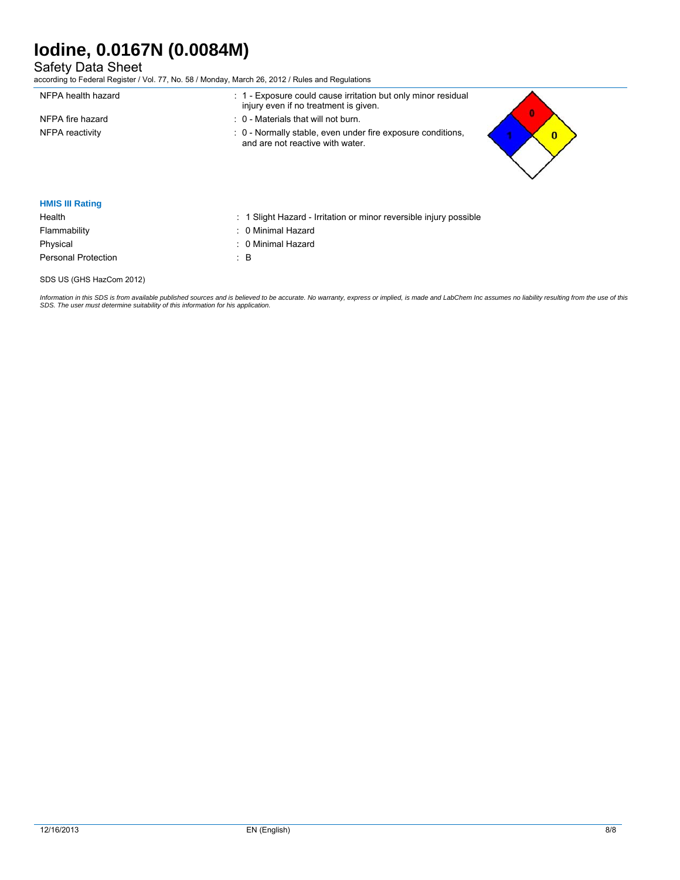| | |
|---|---|
| NFPA health hazard | : 1 - Exposure could cause irritation but only minor residual injury even if no treatment is given. |
| NFPA fire hazard | : 0 - Materials that will not burn. |
| NFPA reactivity | : 0 - Normally stable, even under fire exposure conditions, and are not reactive with water. |

### HMIS III Rating

| | |
|---|---|
| Health | : 1 Slight Hazard - Irritation or minor reversible injury possible |
| Flammability | : 0 Minimal Hazard |
| Physical | : 0 Minimal Hazard |
| Personal Protection | : B |

SDS US (GHS HazCom 2012)

*Information in this SDS is from available published sources and is believed to be accurate. No warranty, express or implied, is made and LabChem Inc assumes no liability resulting from the use of this SDS. The user must determine suitability of this information for his application.*